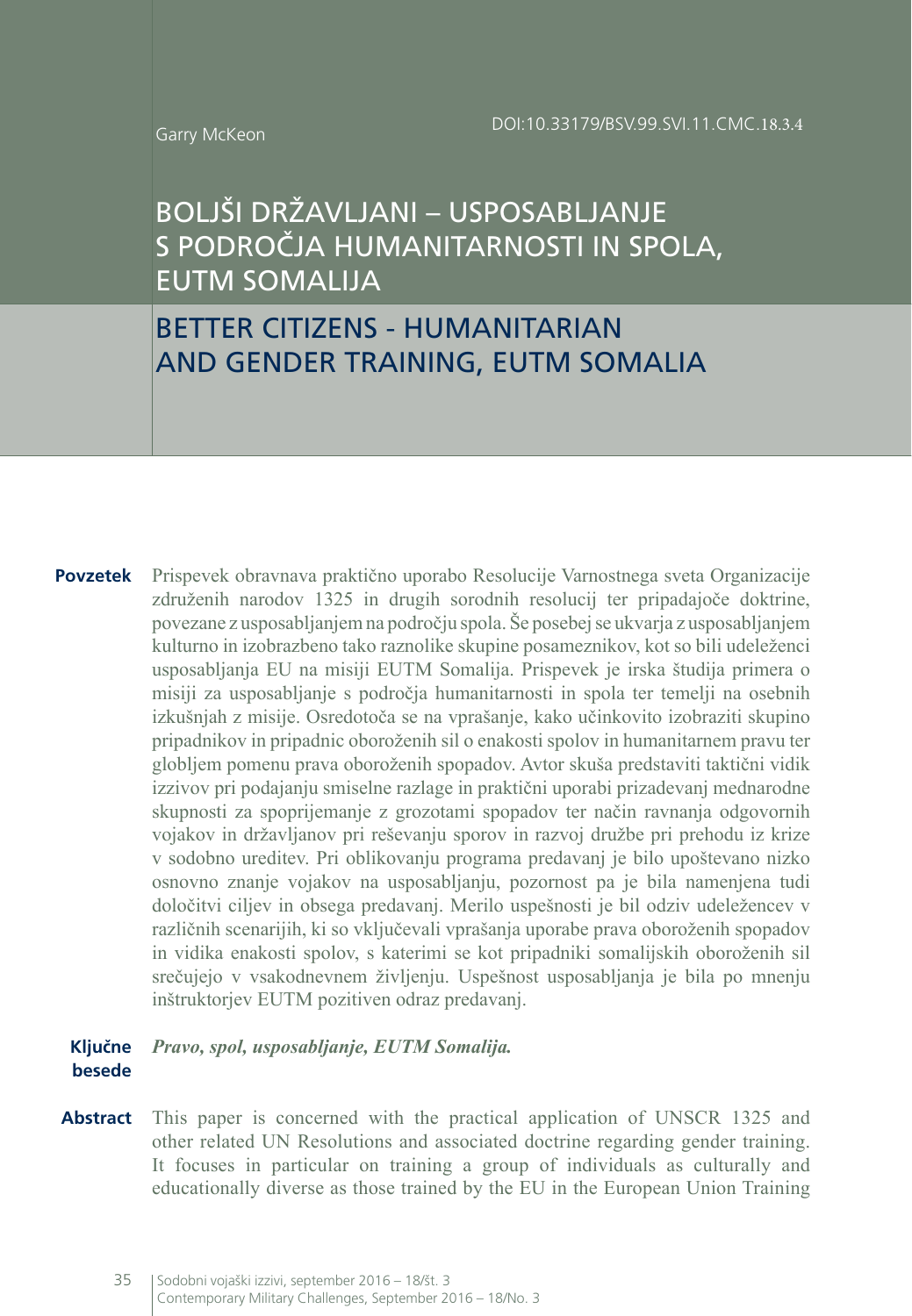Garry McKeon

DOI:10.33179/BSV.99.SVI.11.CMC.18.3.4

# BOLJŠI DRŽAVLJANI – USPOSABLJANJE S PODROČJA HUMANITARNOSTI IN SPOLA, EUTM SOMALIJA

# BETTER CITIZENS - HUMANITARIAN AND GENDER TRAINING, EUTM SOMALIA

**Povzetek** Prispevek obravnava praktično uporabo Resolucije Varnostnega sveta Organizacije združenih narodov 1325 in drugih sorodnih resolucij ter pripadajoče doktrine, povezane z usposabljanjem na področju spola. Še posebej se ukvarja z usposabljanjem kulturno in izobrazbeno tako raznolike skupine posameznikov, kot so bili udeleženci usposabljanja EU na misiji EUTM Somalija. Prispevek je irska študija primera o misiji za usposabljanje s področja humanitarnosti in spola ter temelji na osebnih izkušnjah z misije. Osredotoča se na vprašanje, kako učinkovito izobraziti skupino pripadnikov in pripadnic oboroženih sil o enakosti spolov in humanitarnem pravu ter globljem pomenu prava oboroženih spopadov. Avtor skuša predstaviti taktični vidik izzivov pri podajanju smiselne razlage in praktični uporabi prizadevanj mednarodne skupnosti za spoprijemanje z grozotami spopadov ter način ravnanja odgovornih vojakov in državljanov pri reševanju sporov in razvoj družbe pri prehodu iz krize v sodobno ureditev. Pri oblikovanju programa predavanj je bilo upoštevano nizko osnovno znanje vojakov na usposabljanju, pozornost pa je bila namenjena tudi določitvi ciljev in obsega predavanj. Merilo uspešnosti je bil odziv udeležencev v različnih scenarijih, ki so vključevali vprašanja uporabe prava oboroženih spopadov in vidika enakosti spolov, s katerimi se kot pripadniki somalijskih oboroženih sil srečujejo v vsakodnevnem življenju. Uspešnost usposabljanja je bila po mnenju inštruktorjev EUTM pozitiven odraz predavanj.

**Ključne besede** *Pravo, spol, usposabljanje, EUTM Somalija.*

**Abstract** This paper is concerned with the practical application of UNSCR 1325 and other related UN Resolutions and associated doctrine regarding gender training. It focuses in particular on training a group of individuals as culturally and educationally diverse as those trained by the EU in the European Union Training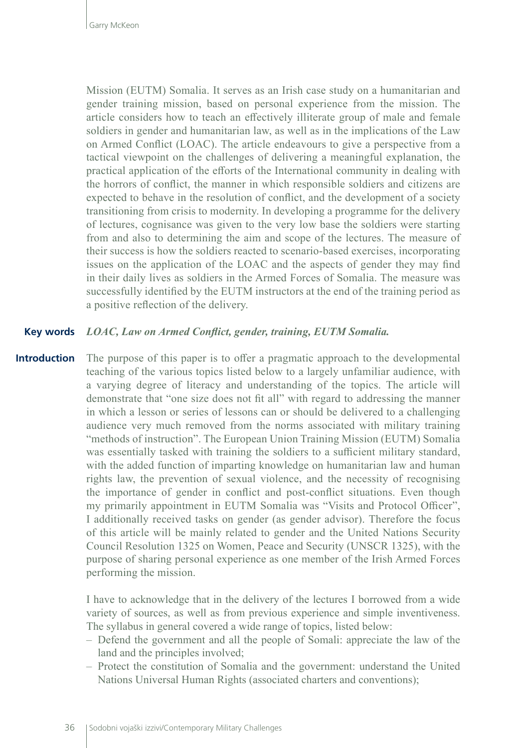Mission (EUTM) Somalia. It serves as an Irish case study on a humanitarian and gender training mission, based on personal experience from the mission. The article considers how to teach an effectively illiterate group of male and female soldiers in gender and humanitarian law, as well as in the implications of the Law on Armed Conflict (LOAC). The article endeavours to give a perspective from a tactical viewpoint on the challenges of delivering a meaningful explanation, the practical application of the efforts of the International community in dealing with the horrors of conflict, the manner in which responsible soldiers and citizens are expected to behave in the resolution of conflict, and the development of a society transitioning from crisis to modernity. In developing a programme for the delivery of lectures, cognisance was given to the very low base the soldiers were starting from and also to determining the aim and scope of the lectures. The measure of their success is how the soldiers reacted to scenario-based exercises, incorporating issues on the application of the LOAC and the aspects of gender they may find in their daily lives as soldiers in the Armed Forces of Somalia. The measure was successfully identified by the EUTM instructors at the end of the training period as a positive reflection of the delivery.

**Key words** ***LOAC, Law on Armed Conflict, gender, training, EUTM Somalia.***

## Introduction

The purpose of this paper is to offer a pragmatic approach to the developmental teaching of the various topics listed below to a largely unfamiliar audience, with a varying degree of literacy and understanding of the topics. The article will demonstrate that "one size does not fit all" with regard to addressing the manner in which a lesson or series of lessons can or should be delivered to a challenging audience very much removed from the norms associated with military training "methods of instruction". The European Union Training Mission (EUTM) Somalia was essentially tasked with training the soldiers to a sufficient military standard, with the added function of imparting knowledge on humanitarian law and human rights law, the prevention of sexual violence, and the necessity of recognising the importance of gender in conflict and post-conflict situations. Even though my primarily appointment in EUTM Somalia was "Visits and Protocol Officer", I additionally received tasks on gender (as gender advisor). Therefore the focus of this article will be mainly related to gender and the United Nations Security Council Resolution 1325 on Women, Peace and Security (UNSCR 1325), with the purpose of sharing personal experience as one member of the Irish Armed Forces performing the mission.

I have to acknowledge that in the delivery of the lectures I borrowed from a wide variety of sources, as well as from previous experience and simple inventiveness. The syllabus in general covered a wide range of topics, listed below:

- Defend the government and all the people of Somali: appreciate the law of the land and the principles involved;
- Protect the constitution of Somalia and the government: understand the United Nations Universal Human Rights (associated charters and conventions);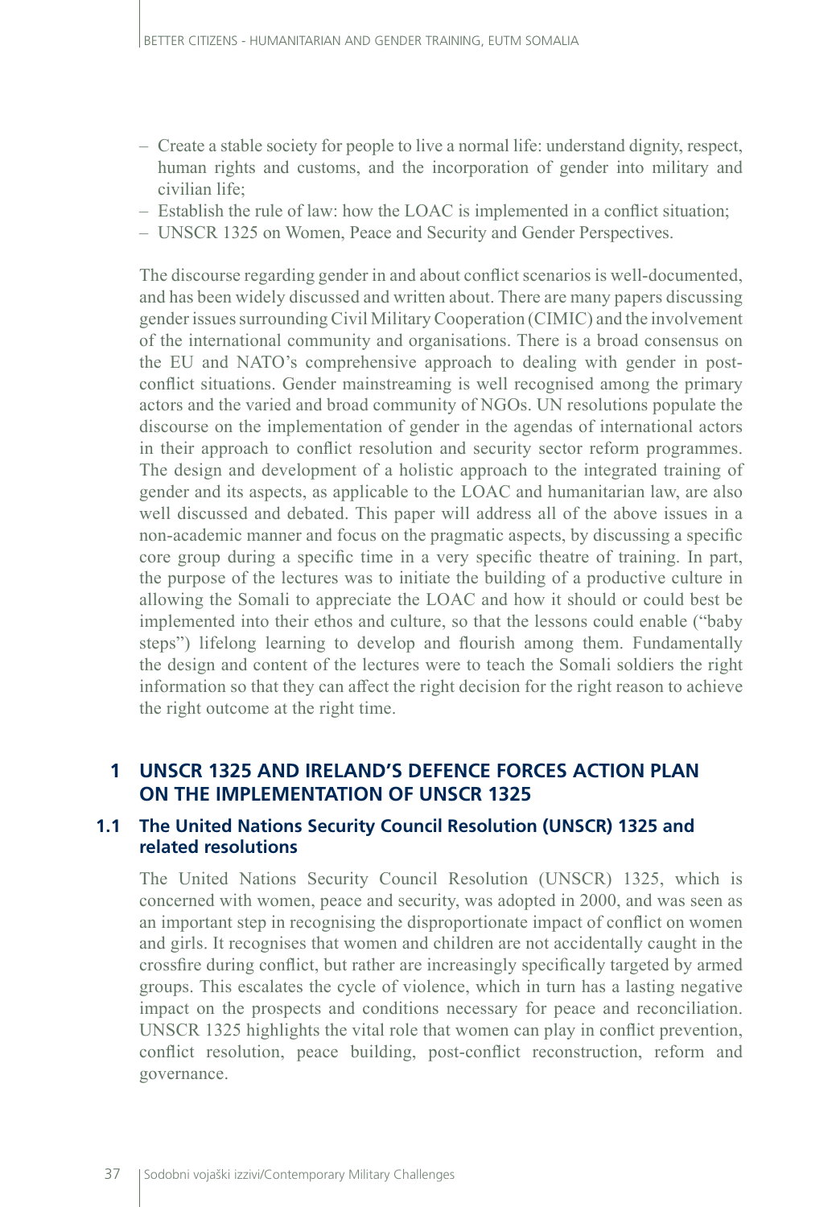- Create a stable society for people to live a normal life: understand dignity, respect, human rights and customs, and the incorporation of gender into military and civilian life;
- Establish the rule of law: how the LOAC is implemented in a conflict situation;
- UNSCR 1325 on Women, Peace and Security and Gender Perspectives.

The discourse regarding gender in and about conflict scenarios is well-documented, and has been widely discussed and written about. There are many papers discussing gender issues surrounding Civil Military Cooperation (CIMIC) and the involvement of the international community and organisations. There is a broad consensus on the EU and NATO's comprehensive approach to dealing with gender in post-conflict situations. Gender mainstreaming is well recognised among the primary actors and the varied and broad community of NGOs. UN resolutions populate the discourse on the implementation of gender in the agendas of international actors in their approach to conflict resolution and security sector reform programmes. The design and development of a holistic approach to the integrated training of gender and its aspects, as applicable to the LOAC and humanitarian law, are also well discussed and debated. This paper will address all of the above issues in a non-academic manner and focus on the pragmatic aspects, by discussing a specific core group during a specific time in a very specific theatre of training. In part, the purpose of the lectures was to initiate the building of a productive culture in allowing the Somali to appreciate the LOAC and how it should or could best be implemented into their ethos and culture, so that the lessons could enable ("baby steps") lifelong learning to develop and flourish among them. Fundamentally the design and content of the lectures were to teach the Somali soldiers the right information so that they can affect the right decision for the right reason to achieve the right outcome at the right time.

## 1 UNSCR 1325 AND IRELAND'S DEFENCE FORCES ACTION PLAN ON THE IMPLEMENTATION OF UNSCR 1325

### 1.1 The United Nations Security Council Resolution (UNSCR) 1325 and related resolutions

The United Nations Security Council Resolution (UNSCR) 1325, which is concerned with women, peace and security, was adopted in 2000, and was seen as an important step in recognising the disproportionate impact of conflict on women and girls. It recognises that women and children are not accidentally caught in the crossfire during conflict, but rather are increasingly specifically targeted by armed groups. This escalates the cycle of violence, which in turn has a lasting negative impact on the prospects and conditions necessary for peace and reconciliation. UNSCR 1325 highlights the vital role that women can play in conflict prevention, conflict resolution, peace building, post-conflict reconstruction, reform and governance.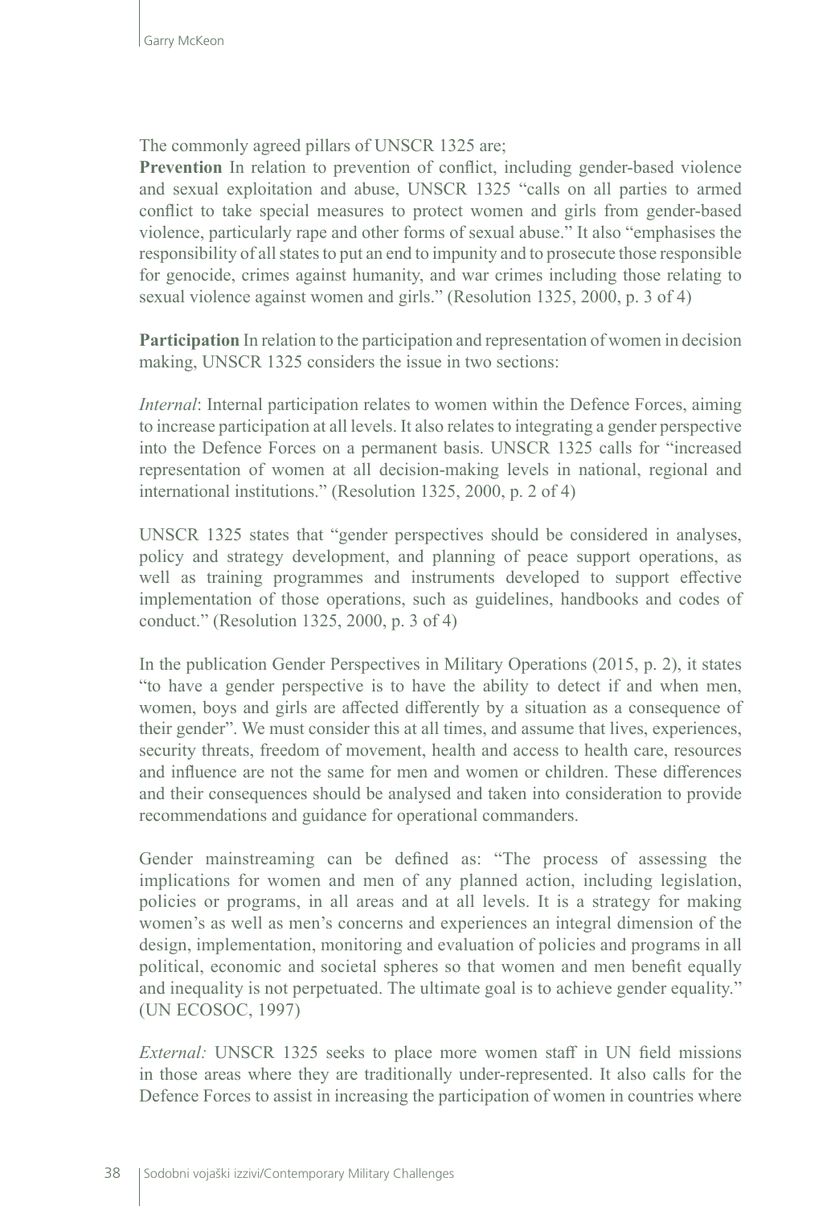The commonly agreed pillars of UNSCR 1325 are;

**Prevention** In relation to prevention of conflict, including gender-based violence and sexual exploitation and abuse, UNSCR 1325 "calls on all parties to armed conflict to take special measures to protect women and girls from gender-based violence, particularly rape and other forms of sexual abuse." It also "emphasises the responsibility of all states to put an end to impunity and to prosecute those responsible for genocide, crimes against humanity, and war crimes including those relating to sexual violence against women and girls." (Resolution 1325, 2000, p. 3 of 4)

**Participation** In relation to the participation and representation of women in decision making, UNSCR 1325 considers the issue in two sections:

*Internal*: Internal participation relates to women within the Defence Forces, aiming to increase participation at all levels. It also relates to integrating a gender perspective into the Defence Forces on a permanent basis. UNSCR 1325 calls for "increased representation of women at all decision-making levels in national, regional and international institutions." (Resolution 1325, 2000, p. 2 of 4)

UNSCR 1325 states that "gender perspectives should be considered in analyses, policy and strategy development, and planning of peace support operations, as well as training programmes and instruments developed to support effective implementation of those operations, such as guidelines, handbooks and codes of conduct." (Resolution 1325, 2000, p. 3 of 4)

In the publication Gender Perspectives in Military Operations (2015, p. 2), it states "to have a gender perspective is to have the ability to detect if and when men, women, boys and girls are affected differently by a situation as a consequence of their gender". We must consider this at all times, and assume that lives, experiences, security threats, freedom of movement, health and access to health care, resources and influence are not the same for men and women or children. These differences and their consequences should be analysed and taken into consideration to provide recommendations and guidance for operational commanders.

Gender mainstreaming can be defined as: "The process of assessing the implications for women and men of any planned action, including legislation, policies or programs, in all areas and at all levels. It is a strategy for making women's as well as men's concerns and experiences an integral dimension of the design, implementation, monitoring and evaluation of policies and programs in all political, economic and societal spheres so that women and men benefit equally and inequality is not perpetuated. The ultimate goal is to achieve gender equality." (UN ECOSOC, 1997)

*External:* UNSCR 1325 seeks to place more women staff in UN field missions in those areas where they are traditionally under-represented. It also calls for the Defence Forces to assist in increasing the participation of women in countries where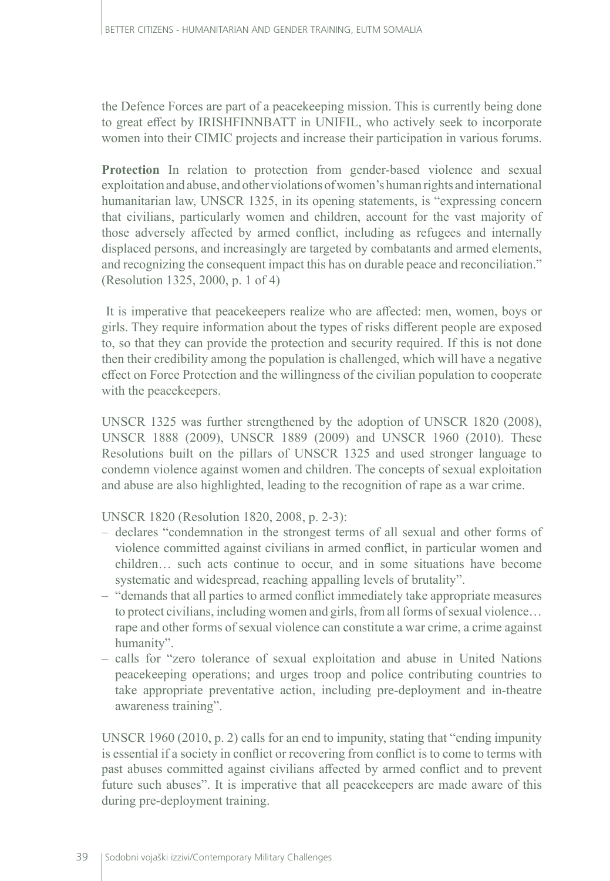the Defence Forces are part of a peacekeeping mission. This is currently being done to great effect by IRISHFINNBATT in UNIFIL, who actively seek to incorporate women into their CIMIC projects and increase their participation in various forums.

**Protection** In relation to protection from gender-based violence and sexual exploitation and abuse, and other violations of women's human rights and international humanitarian law, UNSCR 1325, in its opening statements, is "expressing concern that civilians, particularly women and children, account for the vast majority of those adversely affected by armed conflict, including as refugees and internally displaced persons, and increasingly are targeted by combatants and armed elements, and recognizing the consequent impact this has on durable peace and reconciliation." (Resolution 1325, 2000, p. 1 of 4)

It is imperative that peacekeepers realize who are affected: men, women, boys or girls. They require information about the types of risks different people are exposed to, so that they can provide the protection and security required. If this is not done then their credibility among the population is challenged, which will have a negative effect on Force Protection and the willingness of the civilian population to cooperate with the peacekeepers.

UNSCR 1325 was further strengthened by the adoption of UNSCR 1820 (2008), UNSCR 1888 (2009), UNSCR 1889 (2009) and UNSCR 1960 (2010). These Resolutions built on the pillars of UNSCR 1325 and used stronger language to condemn violence against women and children. The concepts of sexual exploitation and abuse are also highlighted, leading to the recognition of rape as a war crime.

UNSCR 1820 (Resolution 1820, 2008, p. 2-3):

- declares "condemnation in the strongest terms of all sexual and other forms of violence committed against civilians in armed conflict, in particular women and children… such acts continue to occur, and in some situations have become systematic and widespread, reaching appalling levels of brutality".
- "demands that all parties to armed conflict immediately take appropriate measures to protect civilians, including women and girls, from all forms of sexual violence… rape and other forms of sexual violence can constitute a war crime, a crime against humanity".
- calls for "zero tolerance of sexual exploitation and abuse in United Nations peacekeeping operations; and urges troop and police contributing countries to take appropriate preventative action, including pre-deployment and in-theatre awareness training".

UNSCR 1960 (2010, p. 2) calls for an end to impunity, stating that "ending impunity is essential if a society in conflict or recovering from conflict is to come to terms with past abuses committed against civilians affected by armed conflict and to prevent future such abuses". It is imperative that all peacekeepers are made aware of this during pre-deployment training.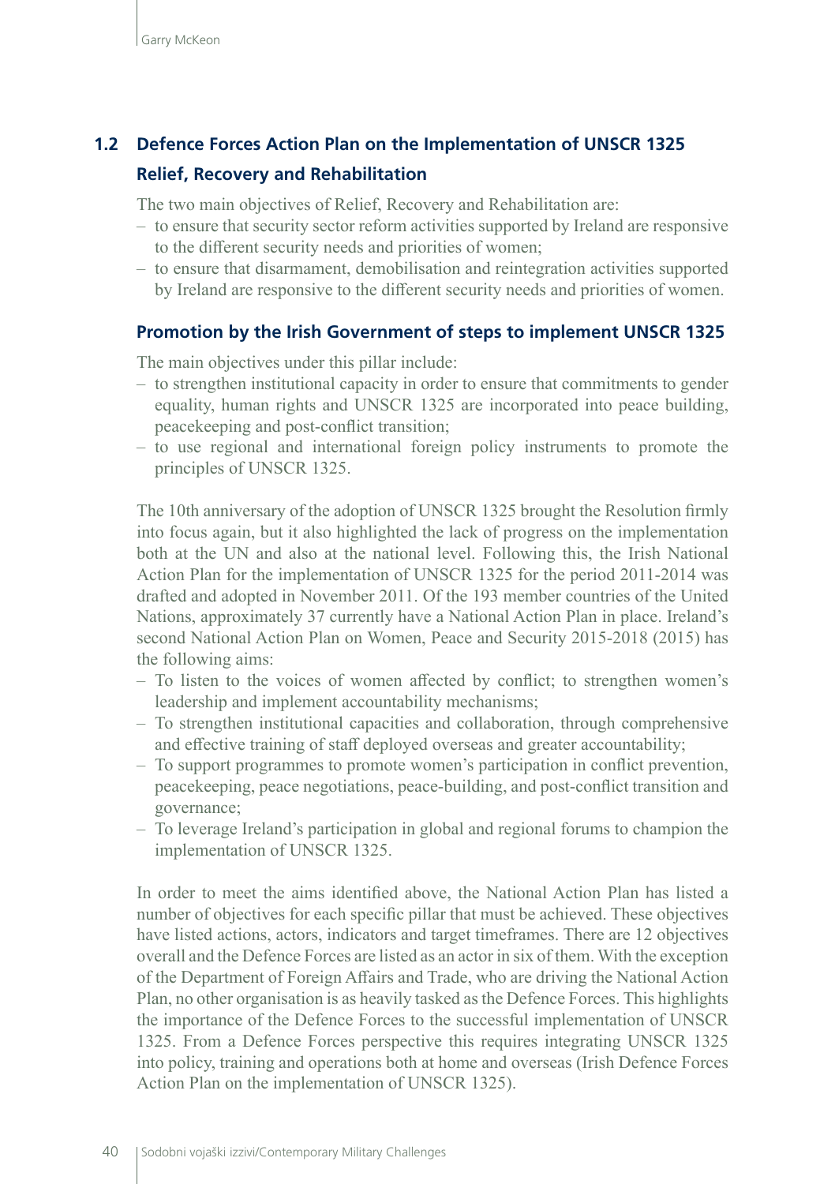## 1.2 Defence Forces Action Plan on the Implementation of UNSCR 1325

### Relief, Recovery and Rehabilitation

The two main objectives of Relief, Recovery and Rehabilitation are:

- to ensure that security sector reform activities supported by Ireland are responsive to the different security needs and priorities of women;
- to ensure that disarmament, demobilisation and reintegration activities supported by Ireland are responsive to the different security needs and priorities of women.

### Promotion by the Irish Government of steps to implement UNSCR 1325

The main objectives under this pillar include:

- to strengthen institutional capacity in order to ensure that commitments to gender equality, human rights and UNSCR 1325 are incorporated into peace building, peacekeeping and post-conflict transition;
- to use regional and international foreign policy instruments to promote the principles of UNSCR 1325.

The 10th anniversary of the adoption of UNSCR 1325 brought the Resolution firmly into focus again, but it also highlighted the lack of progress on the implementation both at the UN and also at the national level. Following this, the Irish National Action Plan for the implementation of UNSCR 1325 for the period 2011-2014 was drafted and adopted in November 2011. Of the 193 member countries of the United Nations, approximately 37 currently have a National Action Plan in place. Ireland's second National Action Plan on Women, Peace and Security 2015-2018 (2015) has the following aims:

- To listen to the voices of women affected by conflict; to strengthen women's leadership and implement accountability mechanisms;
- To strengthen institutional capacities and collaboration, through comprehensive and effective training of staff deployed overseas and greater accountability;
- To support programmes to promote women's participation in conflict prevention, peacekeeping, peace negotiations, peace-building, and post-conflict transition and governance;
- To leverage Ireland's participation in global and regional forums to champion the implementation of UNSCR 1325.

In order to meet the aims identified above, the National Action Plan has listed a number of objectives for each specific pillar that must be achieved. These objectives have listed actions, actors, indicators and target timeframes. There are 12 objectives overall and the Defence Forces are listed as an actor in six of them. With the exception of the Department of Foreign Affairs and Trade, who are driving the National Action Plan, no other organisation is as heavily tasked as the Defence Forces. This highlights the importance of the Defence Forces to the successful implementation of UNSCR 1325. From a Defence Forces perspective this requires integrating UNSCR 1325 into policy, training and operations both at home and overseas (Irish Defence Forces Action Plan on the implementation of UNSCR 1325).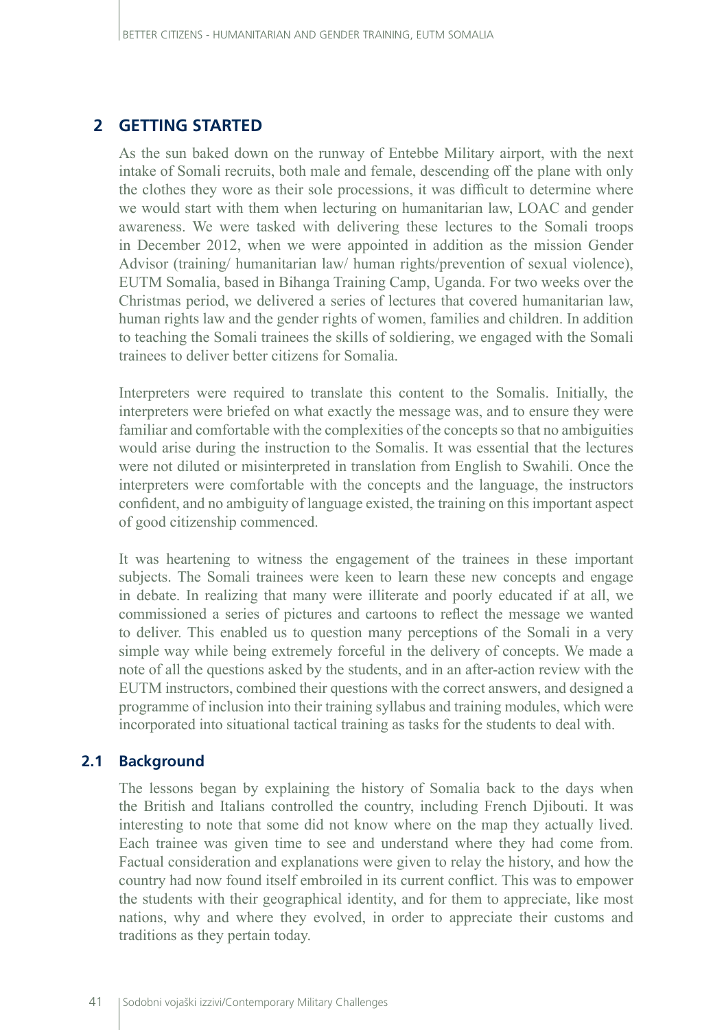## 2 GETTING STARTED

As the sun baked down on the runway of Entebbe Military airport, with the next intake of Somali recruits, both male and female, descending off the plane with only the clothes they wore as their sole processions, it was difficult to determine where we would start with them when lecturing on humanitarian law, LOAC and gender awareness. We were tasked with delivering these lectures to the Somali troops in December 2012, when we were appointed in addition as the mission Gender Advisor (training/ humanitarian law/ human rights/prevention of sexual violence), EUTM Somalia, based in Bihanga Training Camp, Uganda. For two weeks over the Christmas period, we delivered a series of lectures that covered humanitarian law, human rights law and the gender rights of women, families and children. In addition to teaching the Somali trainees the skills of soldiering, we engaged with the Somali trainees to deliver better citizens for Somalia.

Interpreters were required to translate this content to the Somalis. Initially, the interpreters were briefed on what exactly the message was, and to ensure they were familiar and comfortable with the complexities of the concepts so that no ambiguities would arise during the instruction to the Somalis. It was essential that the lectures were not diluted or misinterpreted in translation from English to Swahili. Once the interpreters were comfortable with the concepts and the language, the instructors confident, and no ambiguity of language existed, the training on this important aspect of good citizenship commenced.

It was heartening to witness the engagement of the trainees in these important subjects. The Somali trainees were keen to learn these new concepts and engage in debate. In realizing that many were illiterate and poorly educated if at all, we commissioned a series of pictures and cartoons to reflect the message we wanted to deliver. This enabled us to question many perceptions of the Somali in a very simple way while being extremely forceful in the delivery of concepts. We made a note of all the questions asked by the students, and in an after-action review with the EUTM instructors, combined their questions with the correct answers, and designed a programme of inclusion into their training syllabus and training modules, which were incorporated into situational tactical training as tasks for the students to deal with.

### 2.1 Background

The lessons began by explaining the history of Somalia back to the days when the British and Italians controlled the country, including French Djibouti. It was interesting to note that some did not know where on the map they actually lived. Each trainee was given time to see and understand where they had come from. Factual consideration and explanations were given to relay the history, and how the country had now found itself embroiled in its current conflict. This was to empower the students with their geographical identity, and for them to appreciate, like most nations, why and where they evolved, in order to appreciate their customs and traditions as they pertain today.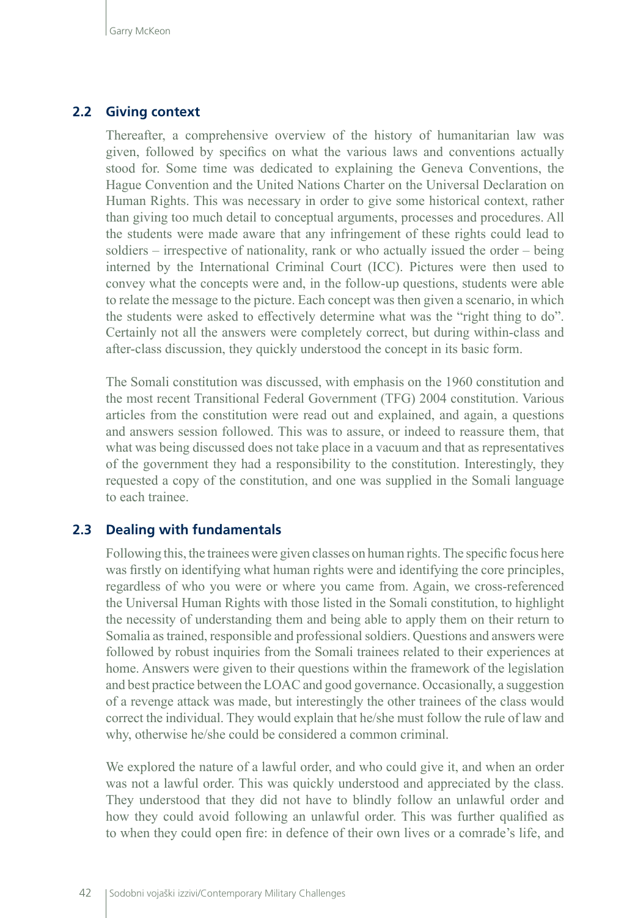## 2.2 Giving context

Thereafter, a comprehensive overview of the history of humanitarian law was given, followed by specifics on what the various laws and conventions actually stood for. Some time was dedicated to explaining the Geneva Conventions, the Hague Convention and the United Nations Charter on the Universal Declaration on Human Rights. This was necessary in order to give some historical context, rather than giving too much detail to conceptual arguments, processes and procedures. All the students were made aware that any infringement of these rights could lead to soldiers – irrespective of nationality, rank or who actually issued the order – being interned by the International Criminal Court (ICC). Pictures were then used to convey what the concepts were and, in the follow-up questions, students were able to relate the message to the picture. Each concept was then given a scenario, in which the students were asked to effectively determine what was the "right thing to do". Certainly not all the answers were completely correct, but during within-class and after-class discussion, they quickly understood the concept in its basic form.

The Somali constitution was discussed, with emphasis on the 1960 constitution and the most recent Transitional Federal Government (TFG) 2004 constitution. Various articles from the constitution were read out and explained, and again, a questions and answers session followed. This was to assure, or indeed to reassure them, that what was being discussed does not take place in a vacuum and that as representatives of the government they had a responsibility to the constitution. Interestingly, they requested a copy of the constitution, and one was supplied in the Somali language to each trainee.

## 2.3 Dealing with fundamentals

Following this, the trainees were given classes on human rights. The specific focus here was firstly on identifying what human rights were and identifying the core principles, regardless of who you were or where you came from. Again, we cross-referenced the Universal Human Rights with those listed in the Somali constitution, to highlight the necessity of understanding them and being able to apply them on their return to Somalia as trained, responsible and professional soldiers. Questions and answers were followed by robust inquiries from the Somali trainees related to their experiences at home. Answers were given to their questions within the framework of the legislation and best practice between the LOAC and good governance. Occasionally, a suggestion of a revenge attack was made, but interestingly the other trainees of the class would correct the individual. They would explain that he/she must follow the rule of law and why, otherwise he/she could be considered a common criminal.

We explored the nature of a lawful order, and who could give it, and when an order was not a lawful order. This was quickly understood and appreciated by the class. They understood that they did not have to blindly follow an unlawful order and how they could avoid following an unlawful order. This was further qualified as to when they could open fire: in defence of their own lives or a comrade's life, and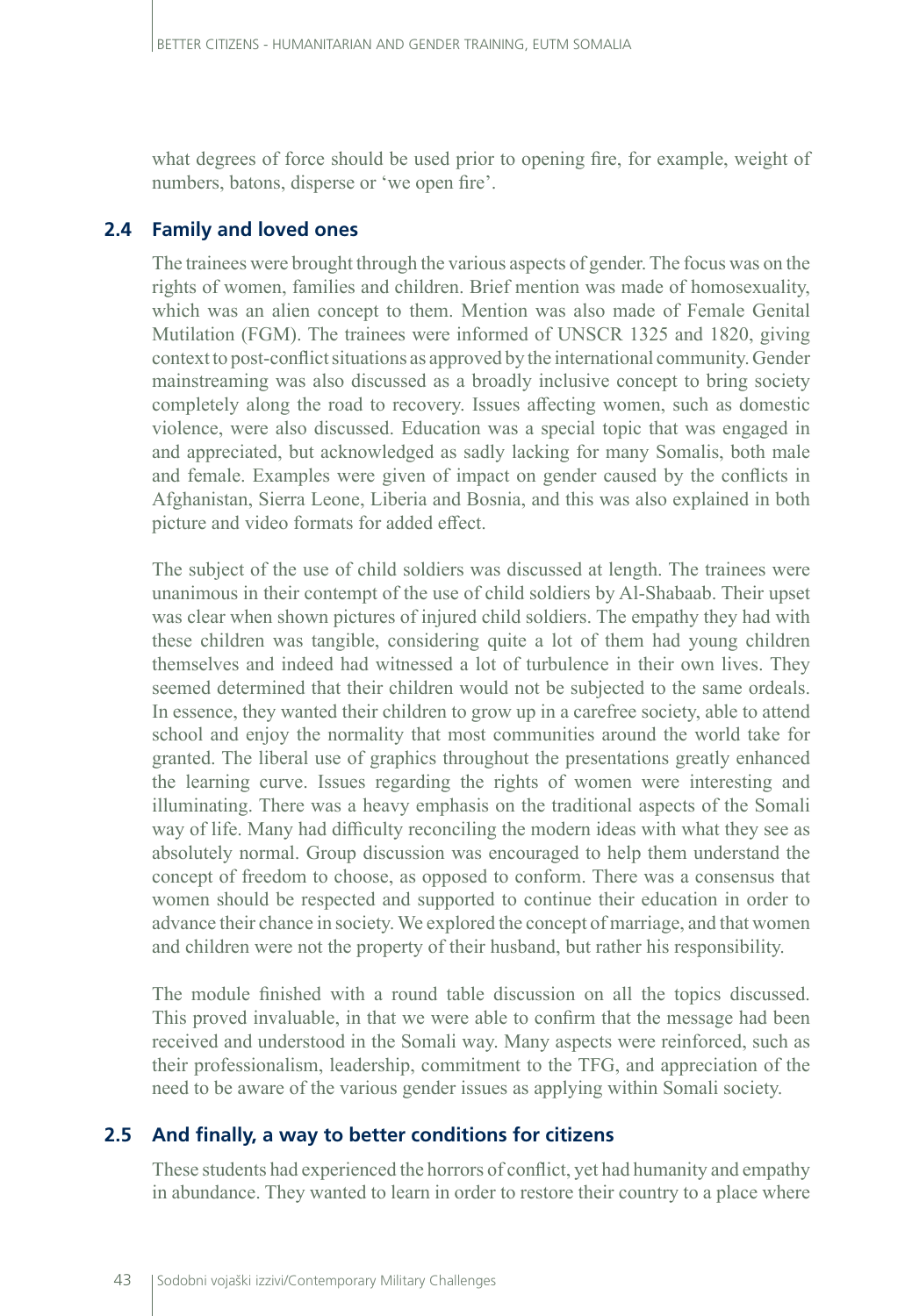what degrees of force should be used prior to opening fire, for example, weight of numbers, batons, disperse or 'we open fire'.

### 2.4 Family and loved ones

The trainees were brought through the various aspects of gender. The focus was on the rights of women, families and children. Brief mention was made of homosexuality, which was an alien concept to them. Mention was also made of Female Genital Mutilation (FGM). The trainees were informed of UNSCR 1325 and 1820, giving context to post-conflict situations as approved by the international community. Gender mainstreaming was also discussed as a broadly inclusive concept to bring society completely along the road to recovery. Issues affecting women, such as domestic violence, were also discussed. Education was a special topic that was engaged in and appreciated, but acknowledged as sadly lacking for many Somalis, both male and female. Examples were given of impact on gender caused by the conflicts in Afghanistan, Sierra Leone, Liberia and Bosnia, and this was also explained in both picture and video formats for added effect.

The subject of the use of child soldiers was discussed at length. The trainees were unanimous in their contempt of the use of child soldiers by Al-Shabaab. Their upset was clear when shown pictures of injured child soldiers. The empathy they had with these children was tangible, considering quite a lot of them had young children themselves and indeed had witnessed a lot of turbulence in their own lives. They seemed determined that their children would not be subjected to the same ordeals. In essence, they wanted their children to grow up in a carefree society, able to attend school and enjoy the normality that most communities around the world take for granted. The liberal use of graphics throughout the presentations greatly enhanced the learning curve. Issues regarding the rights of women were interesting and illuminating. There was a heavy emphasis on the traditional aspects of the Somali way of life. Many had difficulty reconciling the modern ideas with what they see as absolutely normal. Group discussion was encouraged to help them understand the concept of freedom to choose, as opposed to conform. There was a consensus that women should be respected and supported to continue their education in order to advance their chance in society. We explored the concept of marriage, and that women and children were not the property of their husband, but rather his responsibility.

The module finished with a round table discussion on all the topics discussed. This proved invaluable, in that we were able to confirm that the message had been received and understood in the Somali way. Many aspects were reinforced, such as their professionalism, leadership, commitment to the TFG, and appreciation of the need to be aware of the various gender issues as applying within Somali society.

### 2.5 And finally, a way to better conditions for citizens

These students had experienced the horrors of conflict, yet had humanity and empathy in abundance. They wanted to learn in order to restore their country to a place where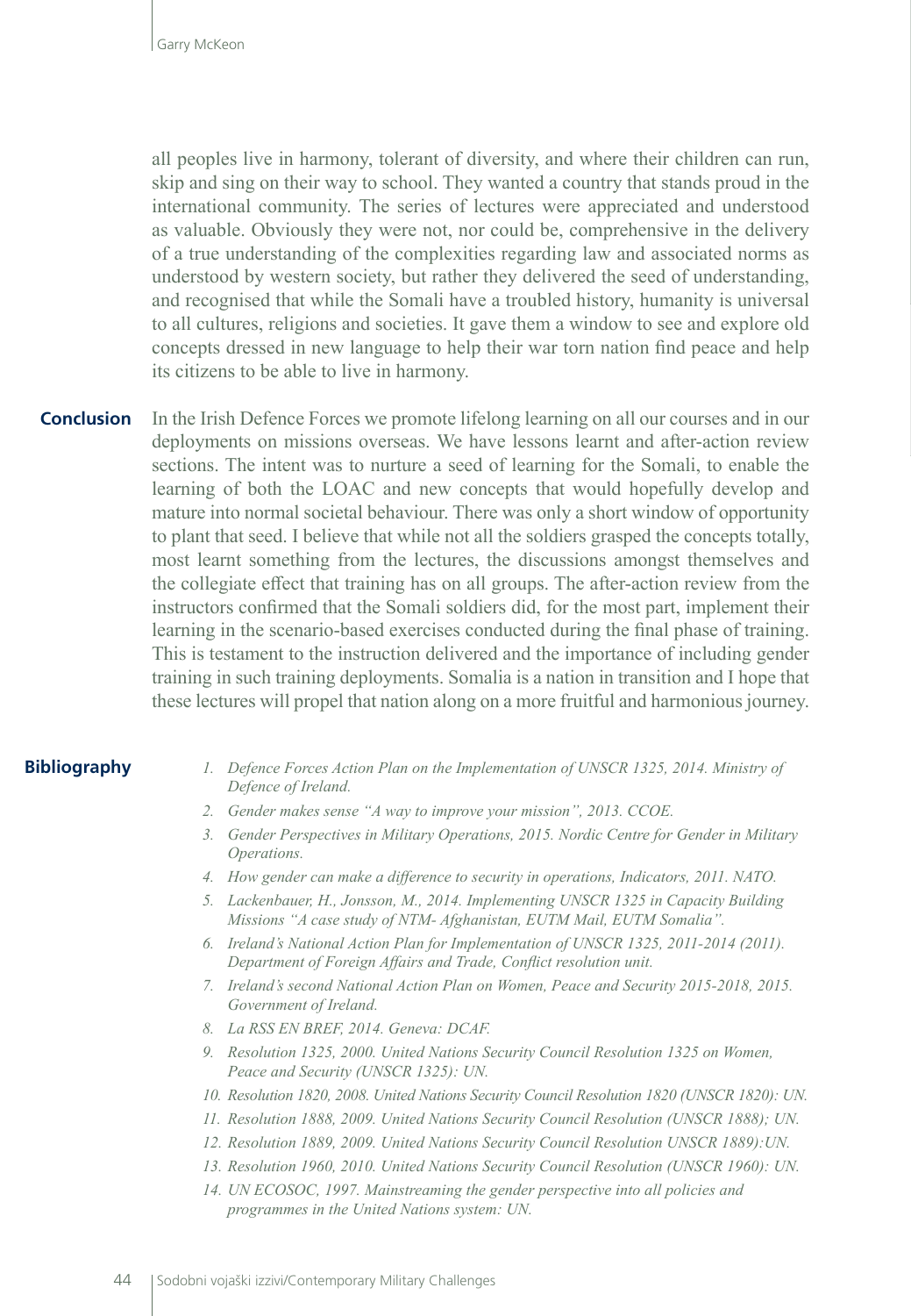all peoples live in harmony, tolerant of diversity, and where their children can run, skip and sing on their way to school. They wanted a country that stands proud in the international community. The series of lectures were appreciated and understood as valuable. Obviously they were not, nor could be, comprehensive in the delivery of a true understanding of the complexities regarding law and associated norms as understood by western society, but rather they delivered the seed of understanding, and recognised that while the Somali have a troubled history, humanity is universal to all cultures, religions and societies. It gave them a window to see and explore old concepts dressed in new language to help their war torn nation find peace and help its citizens to be able to live in harmony.

## Conclusion

In the Irish Defence Forces we promote lifelong learning on all our courses and in our deployments on missions overseas. We have lessons learnt and after-action review sections. The intent was to nurture a seed of learning for the Somali, to enable the learning of both the LOAC and new concepts that would hopefully develop and mature into normal societal behaviour. There was only a short window of opportunity to plant that seed. I believe that while not all the soldiers grasped the concepts totally, most learnt something from the lectures, the discussions amongst themselves and the collegiate effect that training has on all groups. The after-action review from the instructors confirmed that the Somali soldiers did, for the most part, implement their learning in the scenario-based exercises conducted during the final phase of training. This is testament to the instruction delivered and the importance of including gender training in such training deployments. Somalia is a nation in transition and I hope that these lectures will propel that nation along on a more fruitful and harmonious journey.

## Bibliography

1. *Defence Forces Action Plan on the Implementation of UNSCR 1325, 2014. Ministry of Defence of Ireland.*
2. *Gender makes sense "A way to improve your mission", 2013. CCOE.*
3. *Gender Perspectives in Military Operations, 2015. Nordic Centre for Gender in Military Operations.*
4. *How gender can make a difference to security in operations, Indicators, 2011. NATO.*
5. *Lackenbauer, H., Jonsson, M., 2014. Implementing UNSCR 1325 in Capacity Building Missions "A case study of NTM- Afghanistan, EUTM Mail, EUTM Somalia".*
6. *Ireland's National Action Plan for Implementation of UNSCR 1325, 2011-2014 (2011). Department of Foreign Affairs and Trade, Conflict resolution unit.*
7. *Ireland's second National Action Plan on Women, Peace and Security 2015-2018, 2015. Government of Ireland.*
8. *La RSS EN BREF, 2014. Geneva: DCAF.*
9. *Resolution 1325, 2000. United Nations Security Council Resolution 1325 on Women, Peace and Security (UNSCR 1325): UN.*
10. *Resolution 1820, 2008. United Nations Security Council Resolution 1820 (UNSCR 1820): UN.*
11. *Resolution 1888, 2009. United Nations Security Council Resolution (UNSCR 1888); UN.*
12. *Resolution 1889, 2009. United Nations Security Council Resolution UNSCR 1889):UN.*
13. *Resolution 1960, 2010. United Nations Security Council Resolution (UNSCR 1960): UN.*
14. *UN ECOSOC, 1997. Mainstreaming the gender perspective into all policies and programmes in the United Nations system: UN.*